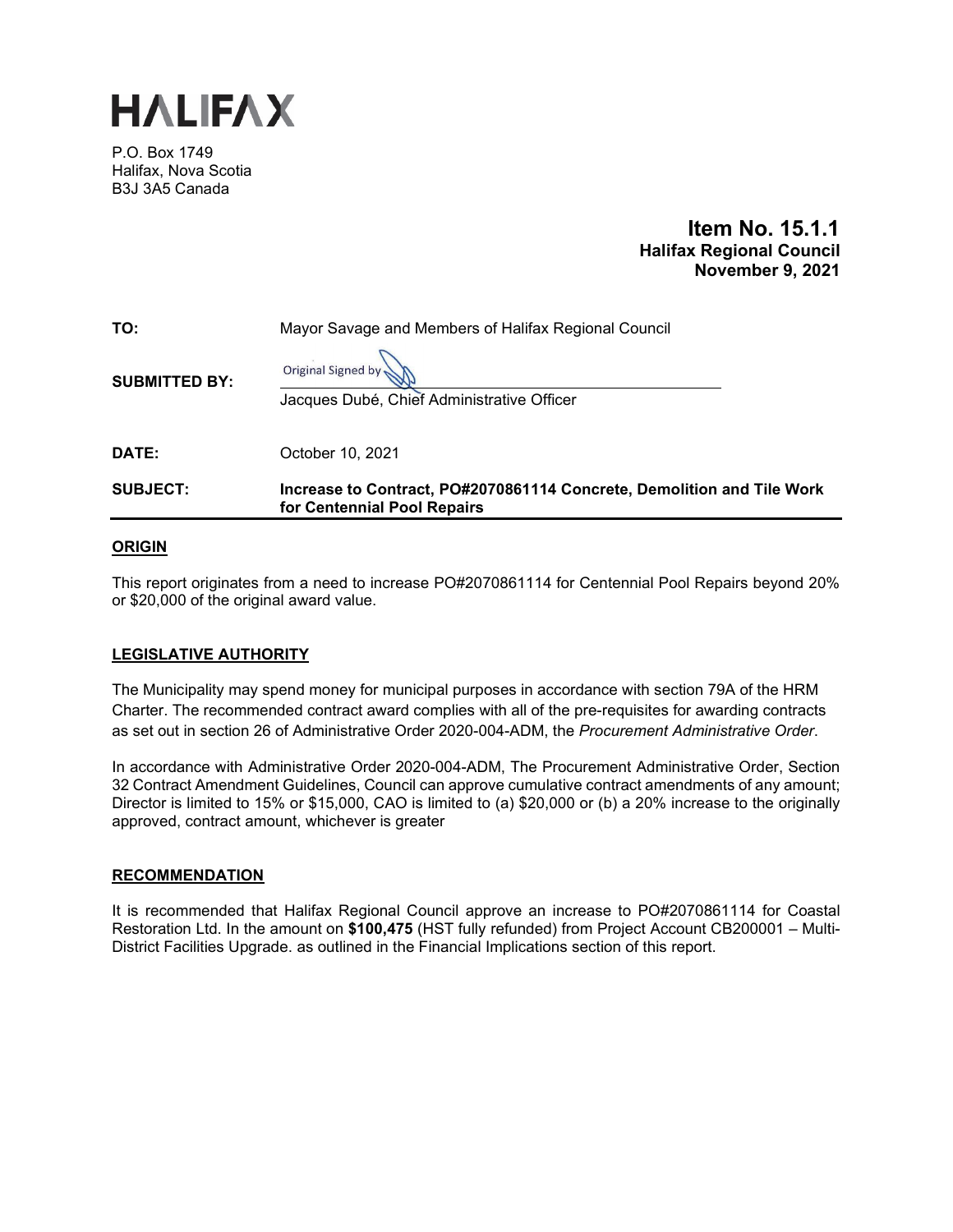# HALIFAX

P.O. Box 1749
Halifax, Nova Scotia
B3J 3A5 Canada

**Item No. 15.1.1**
**Halifax Regional Council**
**November 9, 2021**

| | |
|---|---|
| **TO:** | Mayor Savage and Members of Halifax Regional Council |
| **SUBMITTED BY:** | Original Signed by<br>Jacques Dubé, Chief Administrative Officer |
| **DATE:** | October 10, 2021 |
| **SUBJECT:** | **Increase to Contract, PO#2070861114 Concrete, Demolition and Tile Work for Centennial Pool Repairs** |

## ORIGIN

This report originates from a need to increase PO#2070861114 for Centennial Pool Repairs beyond 20% or $20,000 of the original award value.

## LEGISLATIVE AUTHORITY

The Municipality may spend money for municipal purposes in accordance with section 79A of the HRM Charter. The recommended contract award complies with all of the pre-requisites for awarding contracts as set out in section 26 of Administrative Order 2020-004-ADM, the *Procurement Administrative Order*.

In accordance with Administrative Order 2020-004-ADM, The Procurement Administrative Order, Section 32 Contract Amendment Guidelines, Council can approve cumulative contract amendments of any amount; Director is limited to 15% or $15,000, CAO is limited to (a) $20,000 or (b) a 20% increase to the originally approved, contract amount, whichever is greater

## RECOMMENDATION

It is recommended that Halifax Regional Council approve an increase to PO#2070861114 for Coastal Restoration Ltd. In the amount on **$100,475** (HST fully refunded) from Project Account CB200001 – Multi-District Facilities Upgrade. as outlined in the Financial Implications section of this report.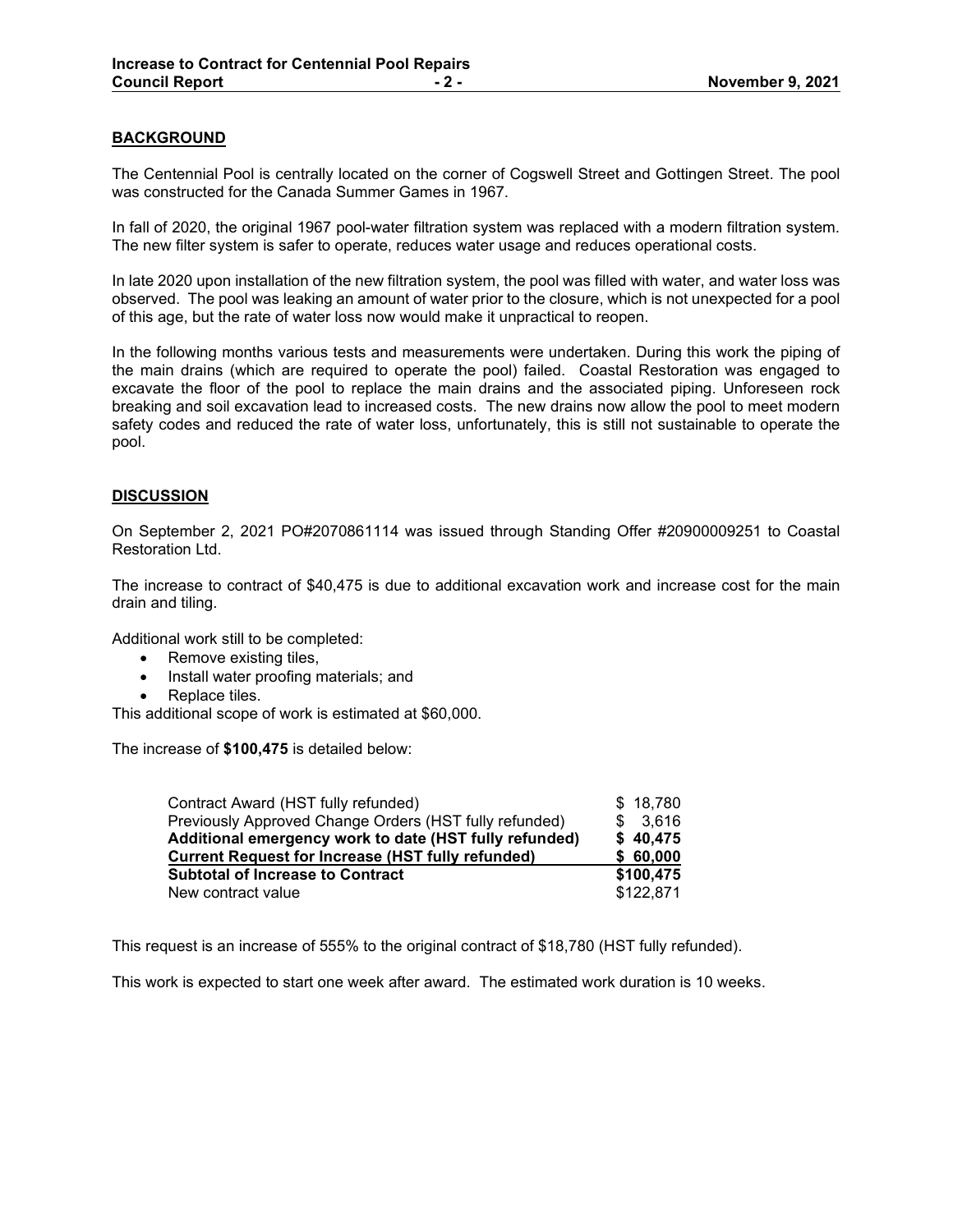## BACKGROUND

The Centennial Pool is centrally located on the corner of Cogswell Street and Gottingen Street. The pool was constructed for the Canada Summer Games in 1967.

In fall of 2020, the original 1967 pool-water filtration system was replaced with a modern filtration system. The new filter system is safer to operate, reduces water usage and reduces operational costs.

In late 2020 upon installation of the new filtration system, the pool was filled with water, and water loss was observed. The pool was leaking an amount of water prior to the closure, which is not unexpected for a pool of this age, but the rate of water loss now would make it unpractical to reopen.

In the following months various tests and measurements were undertaken. During this work the piping of the main drains (which are required to operate the pool) failed. Coastal Restoration was engaged to excavate the floor of the pool to replace the main drains and the associated piping. Unforeseen rock breaking and soil excavation lead to increased costs. The new drains now allow the pool to meet modern safety codes and reduced the rate of water loss, unfortunately, this is still not sustainable to operate the pool.

## DISCUSSION

On September 2, 2021 PO#2070861114 was issued through Standing Offer #20900009251 to Coastal Restoration Ltd.

The increase to contract of $40,475 is due to additional excavation work and increase cost for the main drain and tiling.

Additional work still to be completed:

- Remove existing tiles,
- Install water proofing materials; and
- Replace tiles.

This additional scope of work is estimated at $60,000.

The increase of **$100,475** is detailed below:

| | |
|---|---|
| Contract Award (HST fully refunded) | $ 18,780 |
| Previously Approved Change Orders (HST fully refunded) | $ 3,616 |
| **Additional emergency work to date (HST fully refunded)** | **$ 40,475** |
| **Current Request for Increase (HST fully refunded)** | **$ 60,000** |
| **Subtotal of Increase to Contract** | **$100,475** |
| New contract value | $122,871 |

This request is an increase of 555% to the original contract of $18,780 (HST fully refunded).

This work is expected to start one week after award. The estimated work duration is 10 weeks.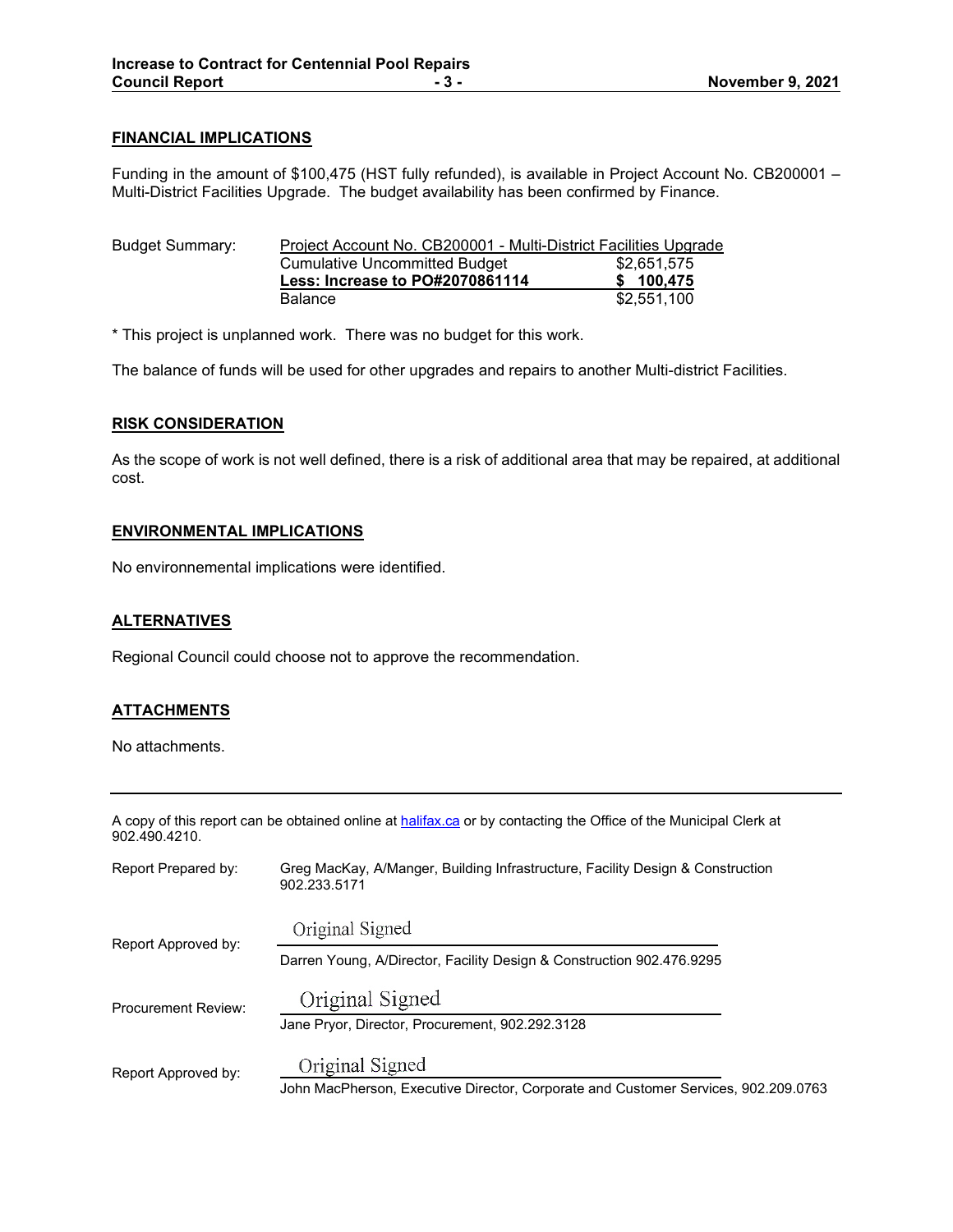## FINANCIAL IMPLICATIONS

Funding in the amount of $100,475 (HST fully refunded), is available in Project Account No. CB200001 – Multi-District Facilities Upgrade. The budget availability has been confirmed by Finance.

| Budget Summary: | Project Account No. CB200001 - Multi-District Facilities Upgrade | |
|---|---|---|
| | Cumulative Uncommitted Budget | $2,651,575 |
| | **Less: Increase to PO#2070861114** | **$ 100,475** |
| | Balance | $2,551,100 |

* This project is unplanned work. There was no budget for this work.

The balance of funds will be used for other upgrades and repairs to another Multi-district Facilities.

## RISK CONSIDERATION

As the scope of work is not well defined, there is a risk of additional area that may be repaired, at additional cost.

## ENVIRONMENTAL IMPLICATIONS

No environnemental implications were identified.

## ALTERNATIVES

Regional Council could choose not to approve the recommendation.

## ATTACHMENTS

No attachments.

---

A copy of this report can be obtained online at [halifax.ca](http://halifax.ca) or by contacting the Office of the Municipal Clerk at 902.490.4210.

Report Prepared by: Greg MacKay, A/Manger, Building Infrastructure, Facility Design & Construction 902.233.5171

Report Approved by: Original Signed
Darren Young, A/Director, Facility Design & Construction 902.476.9295

Procurement Review: Original Signed
Jane Pryor, Director, Procurement, 902.292.3128

Report Approved by: Original Signed
John MacPherson, Executive Director, Corporate and Customer Services, 902.209.0763